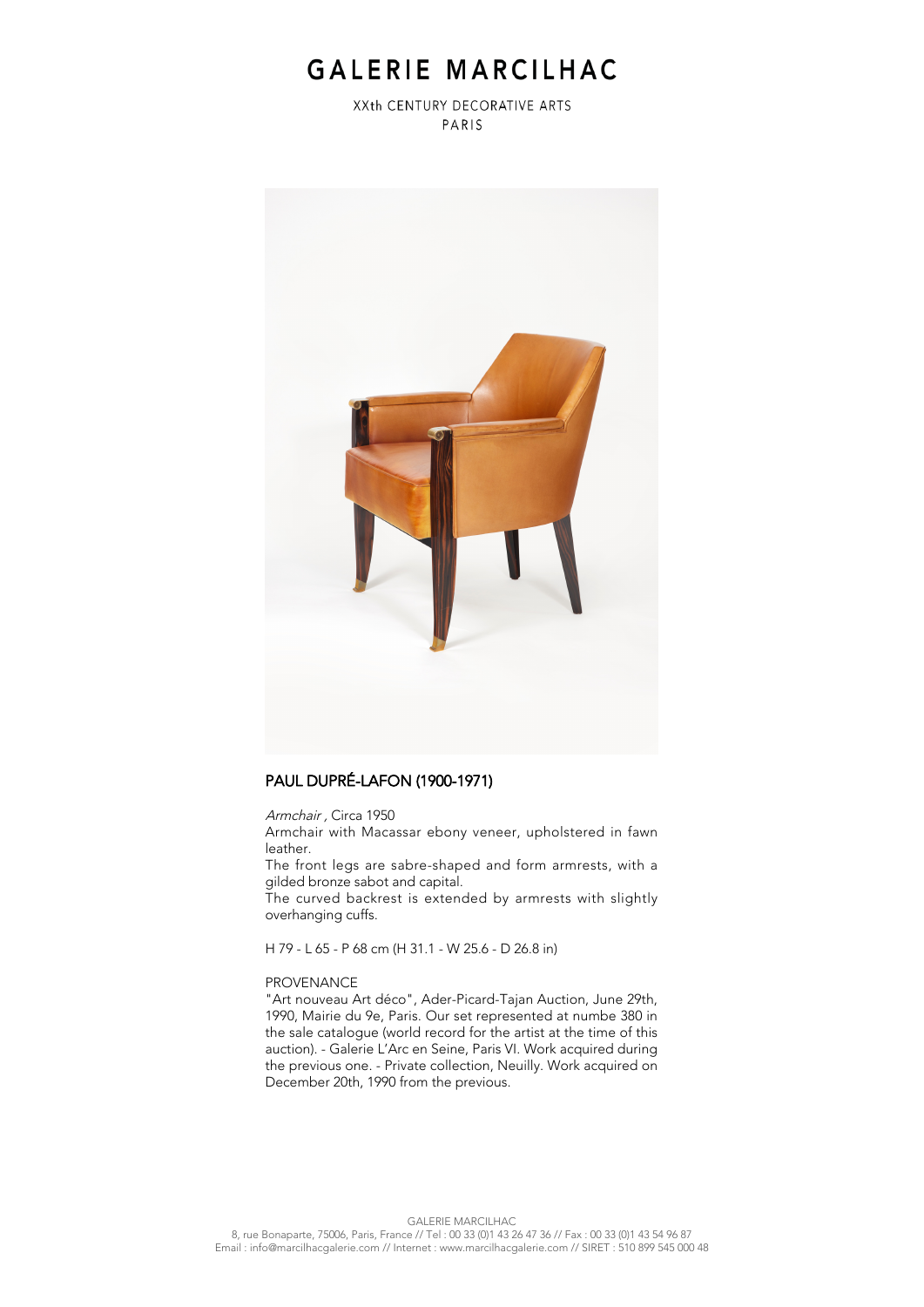# GALERIE MARCILHAC

XXth CENTURY DECORATIVE ARTS
PARIS

## PAUL DUPRÉ-LAFON (1900-1971)

*Armchair ,* Circa 1950

Armchair with Macassar ebony veneer, upholstered in fawn leather.

The front legs are sabre-shaped and form armrests, with a gilded bronze sabot and capital.

The curved backrest is extended by armrests with slightly overhanging cuffs.

H 79 - L 65 - P 68 cm (H 31.1 - W 25.6 - D 26.8 in)

PROVENANCE

"Art nouveau Art déco", Ader-Picard-Tajan Auction, June 29th, 1990, Mairie du 9e, Paris. Our set represented at numbe 380 in the sale catalogue (world record for the artist at the time of this auction). - Galerie L'Arc en Seine, Paris VI. Work acquired during the previous one. - Private collection, Neuilly. Work acquired on December 20th, 1990 from the previous.

GALERIE MARCILHAC
8, rue Bonaparte, 75006, Paris, France // Tel : 00 33 (0)1 43 26 47 36 // Fax : 00 33 (0)1 43 54 96 87
Email : info@marcilhacgalerie.com // Internet : www.marcilhacgalerie.com // SIRET : 510 899 545 000 48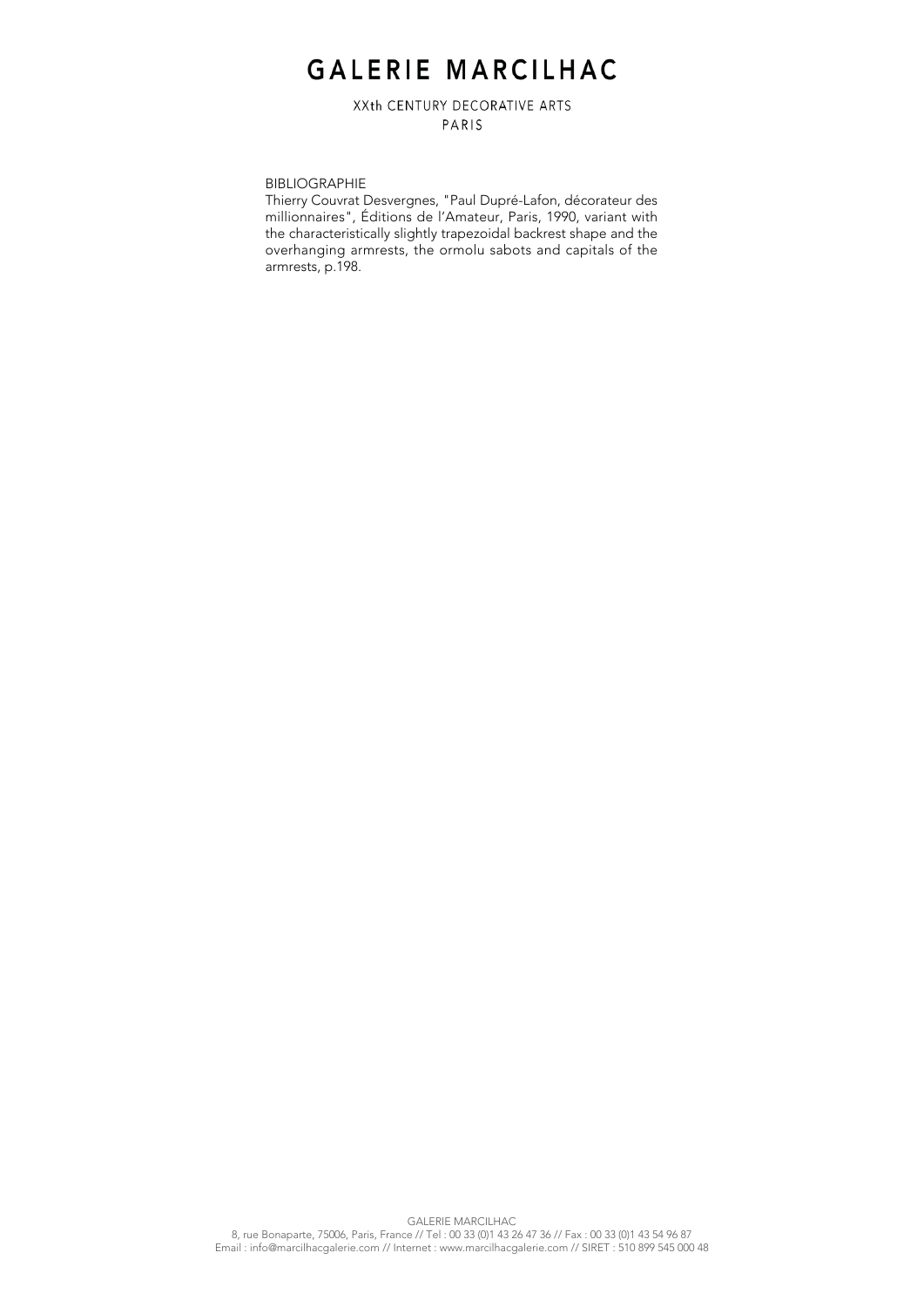BIBLIOGRAPHIE

Thierry Couvrat Desvergnes, "Paul Dupré-Lafon, décorateur des millionnaires", Éditions de l'Amateur, Paris, 1990, variant with the characteristically slightly trapezoidal backrest shape and the overhanging armrests, the ormolu sabots and capitals of the armrests, p.198.